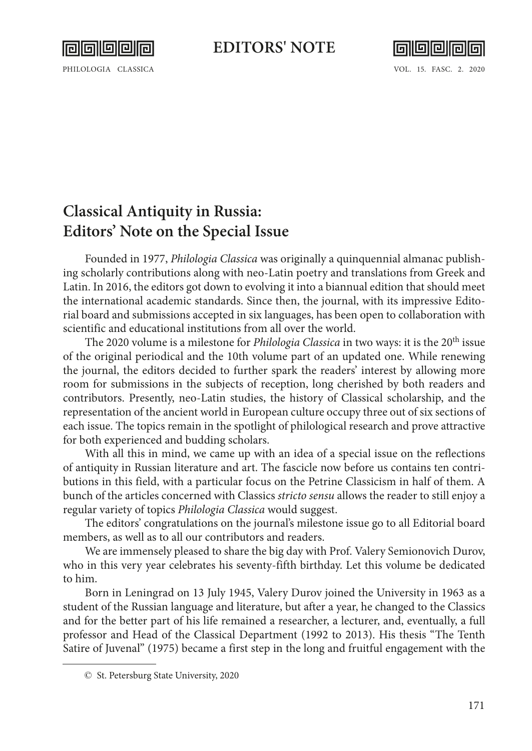# Classical Antiquity in Russia: Editors' Note on the Special Issue

Founded in 1977, *Philologia Classica* was originally a quinquennial almanac publishing scholarly contributions along with neo-Latin poetry and translations from Greek and Latin. In 2016, the editors got down to evolving it into a biannual edition that should meet the international academic standards. Since then, the journal, with its impressive Editorial board and submissions accepted in six languages, has been open to collaboration with scientific and educational institutions from all over the world.

The 2020 volume is a milestone for *Philologia Classica* in two ways: it is the 20th issue of the original periodical and the 10th volume part of an updated one. While renewing the journal, the editors decided to further spark the readers' interest by allowing more room for submissions in the subjects of reception, long cherished by both readers and contributors. Presently, neo-Latin studies, the history of Classical scholarship, and the representation of the ancient world in European culture occupy three out of six sections of each issue. The topics remain in the spotlight of philological research and prove attractive for both experienced and budding scholars.

With all this in mind, we came up with an idea of a special issue on the reflections of antiquity in Russian literature and art. The fascicle now before us contains ten contributions in this field, with a particular focus on the Petrine Classicism in half of them. A bunch of the articles concerned with Classics *stricto sensu* allows the reader to still enjoy a regular variety of topics *Philologia Classica* would suggest.

The editors' congratulations on the journal's milestone issue go to all Editorial board members, as well as to all our contributors and readers.

We are immensely pleased to share the big day with Prof. Valery Semionovich Durov, who in this very year celebrates his seventy-fifth birthday. Let this volume be dedicated to him.

Born in Leningrad on 13 July 1945, Valery Durov joined the University in 1963 as a student of the Russian language and literature, but after a year, he changed to the Classics and for the better part of his life remained a researcher, a lecturer, and, eventually, a full professor and Head of the Classical Department (1992 to 2013). His thesis "The Tenth Satire of Juvenal" (1975) became a first step in the long and fruitful engagement with the

© St. Petersburg State University, 2020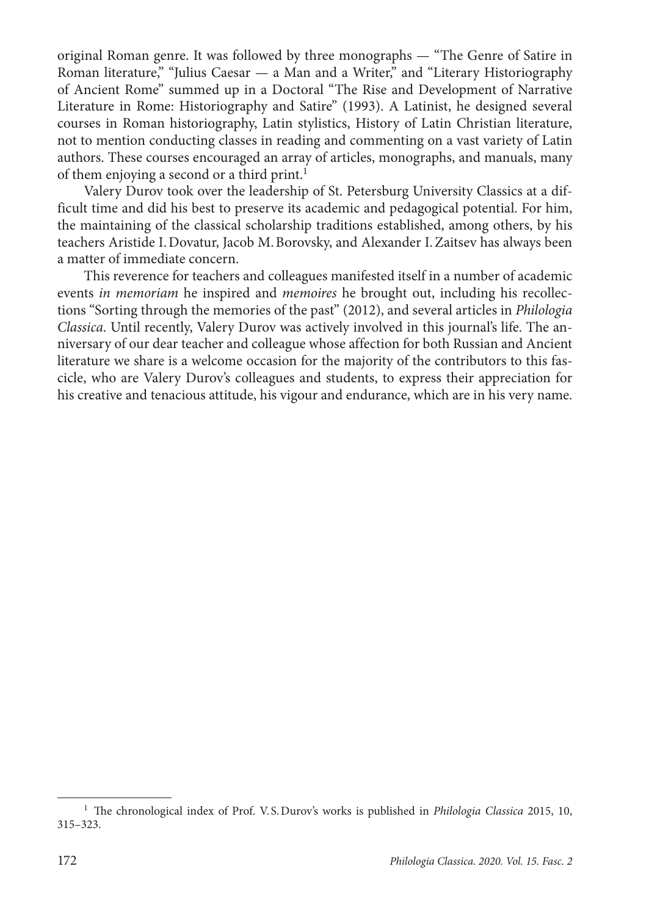original Roman genre. It was followed by three monographs — "The Genre of Satire in Roman literature," "Julius Caesar — a Man and a Writer," and "Literary Historiography of Ancient Rome" summed up in a Doctoral "The Rise and Development of Narrative Literature in Rome: Historiography and Satire" (1993). A Latinist, he designed several courses in Roman historiography, Latin stylistics, History of Latin Christian literature, not to mention conducting classes in reading and commenting on a vast variety of Latin authors. These courses encouraged an array of articles, monographs, and manuals, many of them enjoying a second or a third print.[1]

Valery Durov took over the leadership of St. Petersburg University Classics at a difficult time and did his best to preserve its academic and pedagogical potential. For him, the maintaining of the classical scholarship traditions established, among others, by his teachers Aristide I. Dovatur, Jacob M. Borovsky, and Alexander I. Zaitsev has always been a matter of immediate concern.

This reverence for teachers and colleagues manifested itself in a number of academic events *in memoriam* he inspired and *memoires* he brought out, including his recollections "Sorting through the memories of the past" (2012), and several articles in *Philologia Classica*. Until recently, Valery Durov was actively involved in this journal's life. The anniversary of our dear teacher and colleague whose affection for both Russian and Ancient literature we share is a welcome occasion for the majority of the contributors to this fascicle, who are Valery Durov's colleagues and students, to express their appreciation for his creative and tenacious attitude, his vigour and endurance, which are in his very name.

---

[1] The chronological index of Prof. V. S. Durov's works is published in *Philologia Classica* 2015, 10, 315–323.